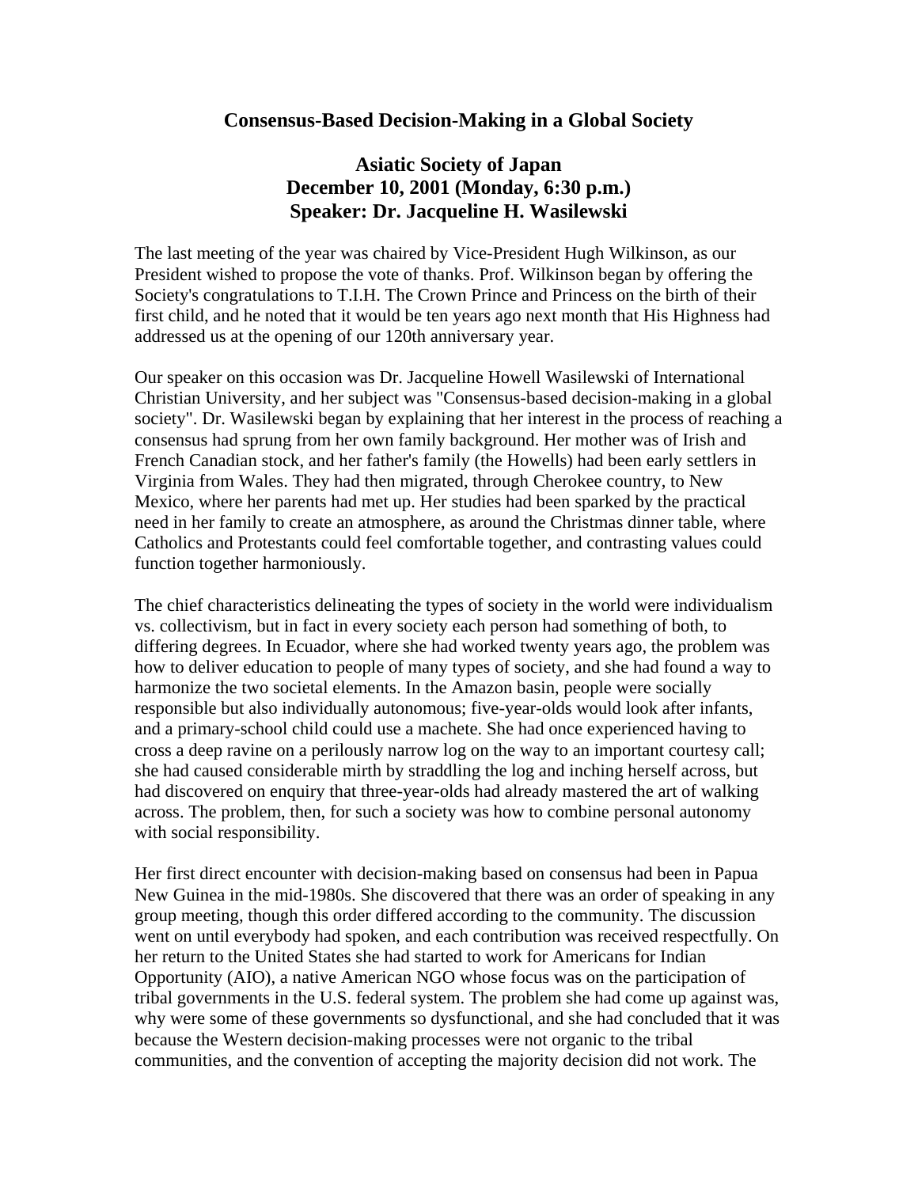## Consensus-Based Decision-Making in a Global Society

### Asiatic Society of Japan
### December 10, 2001 (Monday, 6:30 p.m.)
### Speaker: Dr. Jacqueline H. Wasilewski

The last meeting of the year was chaired by Vice-President Hugh Wilkinson, as our President wished to propose the vote of thanks. Prof. Wilkinson began by offering the Society's congratulations to T.I.H. The Crown Prince and Princess on the birth of their first child, and he noted that it would be ten years ago next month that His Highness had addressed us at the opening of our 120th anniversary year.

Our speaker on this occasion was Dr. Jacqueline Howell Wasilewski of International Christian University, and her subject was "Consensus-based decision-making in a global society". Dr. Wasilewski began by explaining that her interest in the process of reaching a consensus had sprung from her own family background. Her mother was of Irish and French Canadian stock, and her father's family (the Howells) had been early settlers in Virginia from Wales. They had then migrated, through Cherokee country, to New Mexico, where her parents had met up. Her studies had been sparked by the practical need in her family to create an atmosphere, as around the Christmas dinner table, where Catholics and Protestants could feel comfortable together, and contrasting values could function together harmoniously.

The chief characteristics delineating the types of society in the world were individualism vs. collectivism, but in fact in every society each person had something of both, to differing degrees. In Ecuador, where she had worked twenty years ago, the problem was how to deliver education to people of many types of society, and she had found a way to harmonize the two societal elements. In the Amazon basin, people were socially responsible but also individually autonomous; five-year-olds would look after infants, and a primary-school child could use a machete. She had once experienced having to cross a deep ravine on a perilously narrow log on the way to an important courtesy call; she had caused considerable mirth by straddling the log and inching herself across, but had discovered on enquiry that three-year-olds had already mastered the art of walking across. The problem, then, for such a society was how to combine personal autonomy with social responsibility.

Her first direct encounter with decision-making based on consensus had been in Papua New Guinea in the mid-1980s. She discovered that there was an order of speaking in any group meeting, though this order differed according to the community. The discussion went on until everybody had spoken, and each contribution was received respectfully. On her return to the United States she had started to work for Americans for Indian Opportunity (AIO), a native American NGO whose focus was on the participation of tribal governments in the U.S. federal system. The problem she had come up against was, why were some of these governments so dysfunctional, and she had concluded that it was because the Western decision-making processes were not organic to the tribal communities, and the convention of accepting the majority decision did not work. The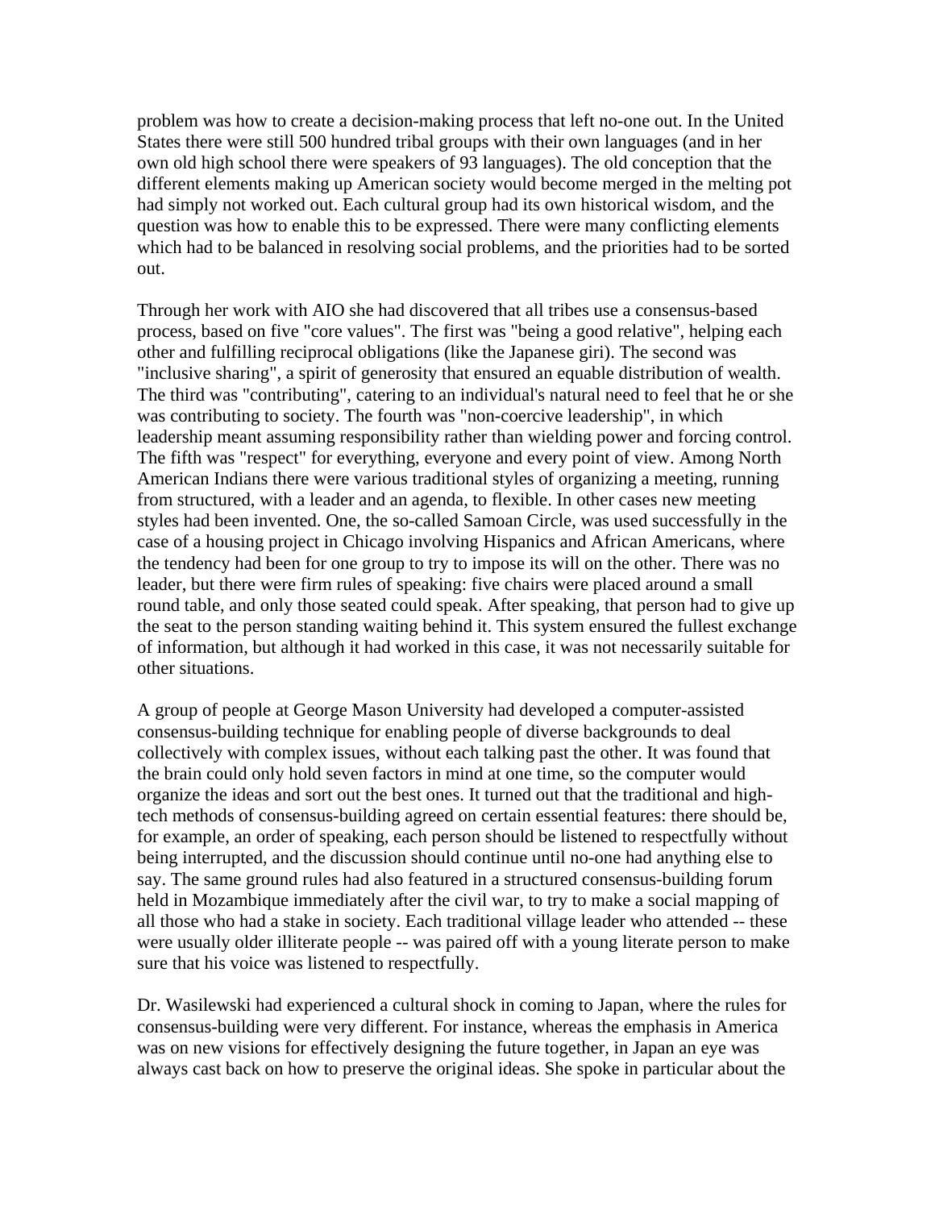problem was how to create a decision-making process that left no-one out. In the United States there were still 500 hundred tribal groups with their own languages (and in her own old high school there were speakers of 93 languages). The old conception that the different elements making up American society would become merged in the melting pot had simply not worked out. Each cultural group had its own historical wisdom, and the question was how to enable this to be expressed. There were many conflicting elements which had to be balanced in resolving social problems, and the priorities had to be sorted out.

Through her work with AIO she had discovered that all tribes use a consensus-based process, based on five "core values". The first was "being a good relative", helping each other and fulfilling reciprocal obligations (like the Japanese giri). The second was "inclusive sharing", a spirit of generosity that ensured an equable distribution of wealth. The third was "contributing", catering to an individual's natural need to feel that he or she was contributing to society. The fourth was "non-coercive leadership", in which leadership meant assuming responsibility rather than wielding power and forcing control. The fifth was "respect" for everything, everyone and every point of view. Among North American Indians there were various traditional styles of organizing a meeting, running from structured, with a leader and an agenda, to flexible. In other cases new meeting styles had been invented. One, the so-called Samoan Circle, was used successfully in the case of a housing project in Chicago involving Hispanics and African Americans, where the tendency had been for one group to try to impose its will on the other. There was no leader, but there were firm rules of speaking: five chairs were placed around a small round table, and only those seated could speak. After speaking, that person had to give up the seat to the person standing waiting behind it. This system ensured the fullest exchange of information, but although it had worked in this case, it was not necessarily suitable for other situations.

A group of people at George Mason University had developed a computer-assisted consensus-building technique for enabling people of diverse backgrounds to deal collectively with complex issues, without each talking past the other. It was found that the brain could only hold seven factors in mind at one time, so the computer would organize the ideas and sort out the best ones. It turned out that the traditional and high-tech methods of consensus-building agreed on certain essential features: there should be, for example, an order of speaking, each person should be listened to respectfully without being interrupted, and the discussion should continue until no-one had anything else to say. The same ground rules had also featured in a structured consensus-building forum held in Mozambique immediately after the civil war, to try to make a social mapping of all those who had a stake in society. Each traditional village leader who attended -- these were usually older illiterate people -- was paired off with a young literate person to make sure that his voice was listened to respectfully.

Dr. Wasilewski had experienced a cultural shock in coming to Japan, where the rules for consensus-building were very different. For instance, whereas the emphasis in America was on new visions for effectively designing the future together, in Japan an eye was always cast back on how to preserve the original ideas. She spoke in particular about the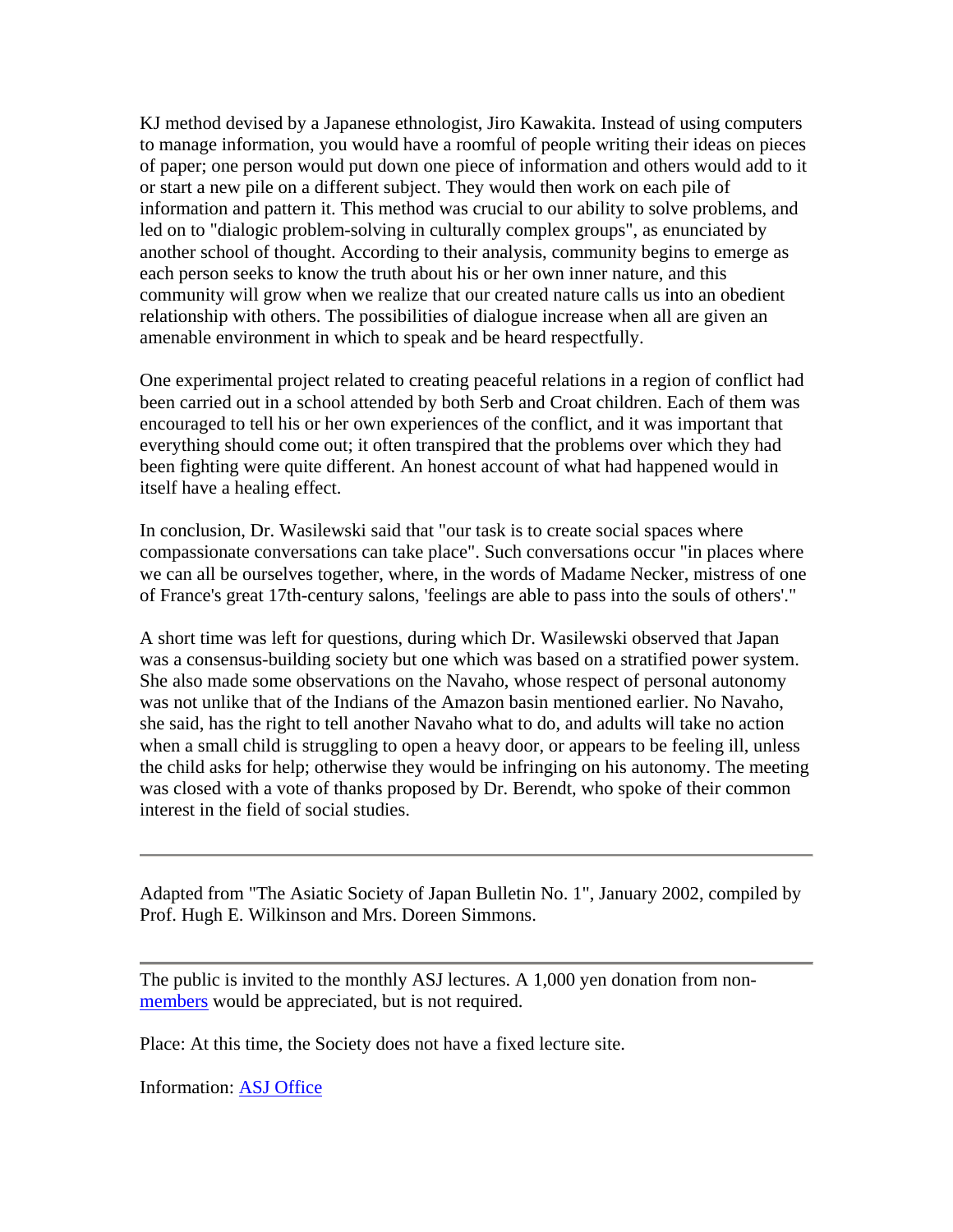KJ method devised by a Japanese ethnologist, Jiro Kawakita. Instead of using computers to manage information, you would have a roomful of people writing their ideas on pieces of paper; one person would put down one piece of information and others would add to it or start a new pile on a different subject. They would then work on each pile of information and pattern it. This method was crucial to our ability to solve problems, and led on to "dialogic problem-solving in culturally complex groups", as enunciated by another school of thought. According to their analysis, community begins to emerge as each person seeks to know the truth about his or her own inner nature, and this community will grow when we realize that our created nature calls us into an obedient relationship with others. The possibilities of dialogue increase when all are given an amenable environment in which to speak and be heard respectfully.

One experimental project related to creating peaceful relations in a region of conflict had been carried out in a school attended by both Serb and Croat children. Each of them was encouraged to tell his or her own experiences of the conflict, and it was important that everything should come out; it often transpired that the problems over which they had been fighting were quite different. An honest account of what had happened would in itself have a healing effect.

In conclusion, Dr. Wasilewski said that "our task is to create social spaces where compassionate conversations can take place". Such conversations occur "in places where we can all be ourselves together, where, in the words of Madame Necker, mistress of one of France's great 17th-century salons, 'feelings are able to pass into the souls of others'."

A short time was left for questions, during which Dr. Wasilewski observed that Japan was a consensus-building society but one which was based on a stratified power system. She also made some observations on the Navaho, whose respect of personal autonomy was not unlike that of the Indians of the Amazon basin mentioned earlier. No Navaho, she said, has the right to tell another Navaho what to do, and adults will take no action when a small child is struggling to open a heavy door, or appears to be feeling ill, unless the child asks for help; otherwise they would be infringing on his autonomy. The meeting was closed with a vote of thanks proposed by Dr. Berendt, who spoke of their common interest in the field of social studies.

---

Adapted from "The Asiatic Society of Japan Bulletin No. 1", January 2002, compiled by Prof. Hugh E. Wilkinson and Mrs. Doreen Simmons.

---

The public is invited to the monthly ASJ lectures. A 1,000 yen donation from non-members would be appreciated, but is not required.

Place: At this time, the Society does not have a fixed lecture site.

Information: ASJ Office